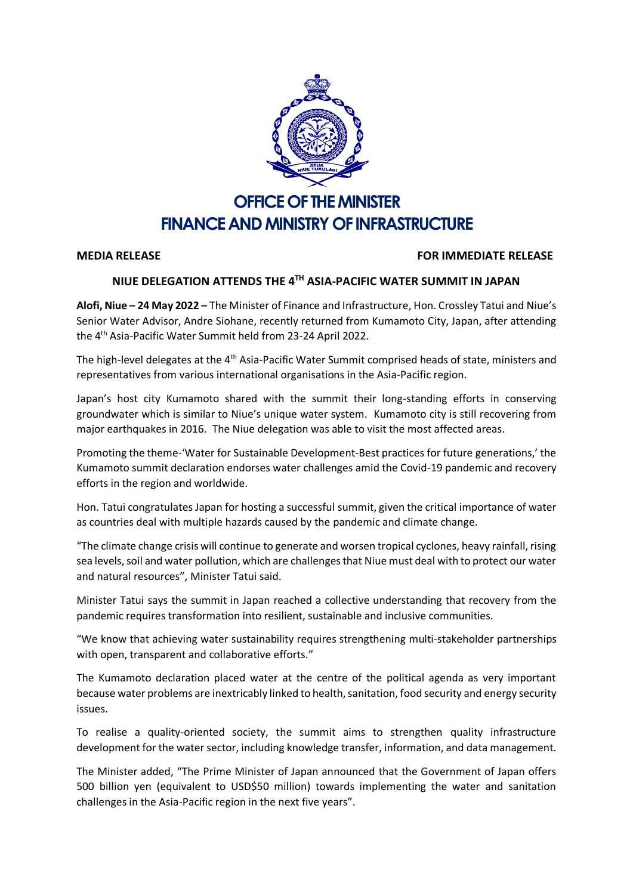# OFFICE OF THE MINISTER
# FINANCE AND MINISTRY OF INFRASTRUCTURE

**MEDIA RELEASE** **FOR IMMEDIATE RELEASE**

## NIUE DELEGATION ATTENDS THE 4TH ASIA-PACIFIC WATER SUMMIT IN JAPAN

**Alofi, Niue – 24 May 2022 –** The Minister of Finance and Infrastructure, Hon. Crossley Tatui and Niue's Senior Water Advisor, Andre Siohane, recently returned from Kumamoto City, Japan, after attending the 4th Asia-Pacific Water Summit held from 23-24 April 2022.

The high-level delegates at the 4th Asia-Pacific Water Summit comprised heads of state, ministers and representatives from various international organisations in the Asia-Pacific region.

Japan's host city Kumamoto shared with the summit their long-standing efforts in conserving groundwater which is similar to Niue's unique water system. Kumamoto city is still recovering from major earthquakes in 2016. The Niue delegation was able to visit the most affected areas.

Promoting the theme-'Water for Sustainable Development-Best practices for future generations,' the Kumamoto summit declaration endorses water challenges amid the Covid-19 pandemic and recovery efforts in the region and worldwide.

Hon. Tatui congratulates Japan for hosting a successful summit, given the critical importance of water as countries deal with multiple hazards caused by the pandemic and climate change.

"The climate change crisis will continue to generate and worsen tropical cyclones, heavy rainfall, rising sea levels, soil and water pollution, which are challenges that Niue must deal with to protect our water and natural resources", Minister Tatui said.

Minister Tatui says the summit in Japan reached a collective understanding that recovery from the pandemic requires transformation into resilient, sustainable and inclusive communities.

"We know that achieving water sustainability requires strengthening multi-stakeholder partnerships with open, transparent and collaborative efforts."

The Kumamoto declaration placed water at the centre of the political agenda as very important because water problems are inextricably linked to health, sanitation, food security and energy security issues.

To realise a quality-oriented society, the summit aims to strengthen quality infrastructure development for the water sector, including knowledge transfer, information, and data management.

The Minister added, "The Prime Minister of Japan announced that the Government of Japan offers 500 billion yen (equivalent to USD$50 million) towards implementing the water and sanitation challenges in the Asia-Pacific region in the next five years".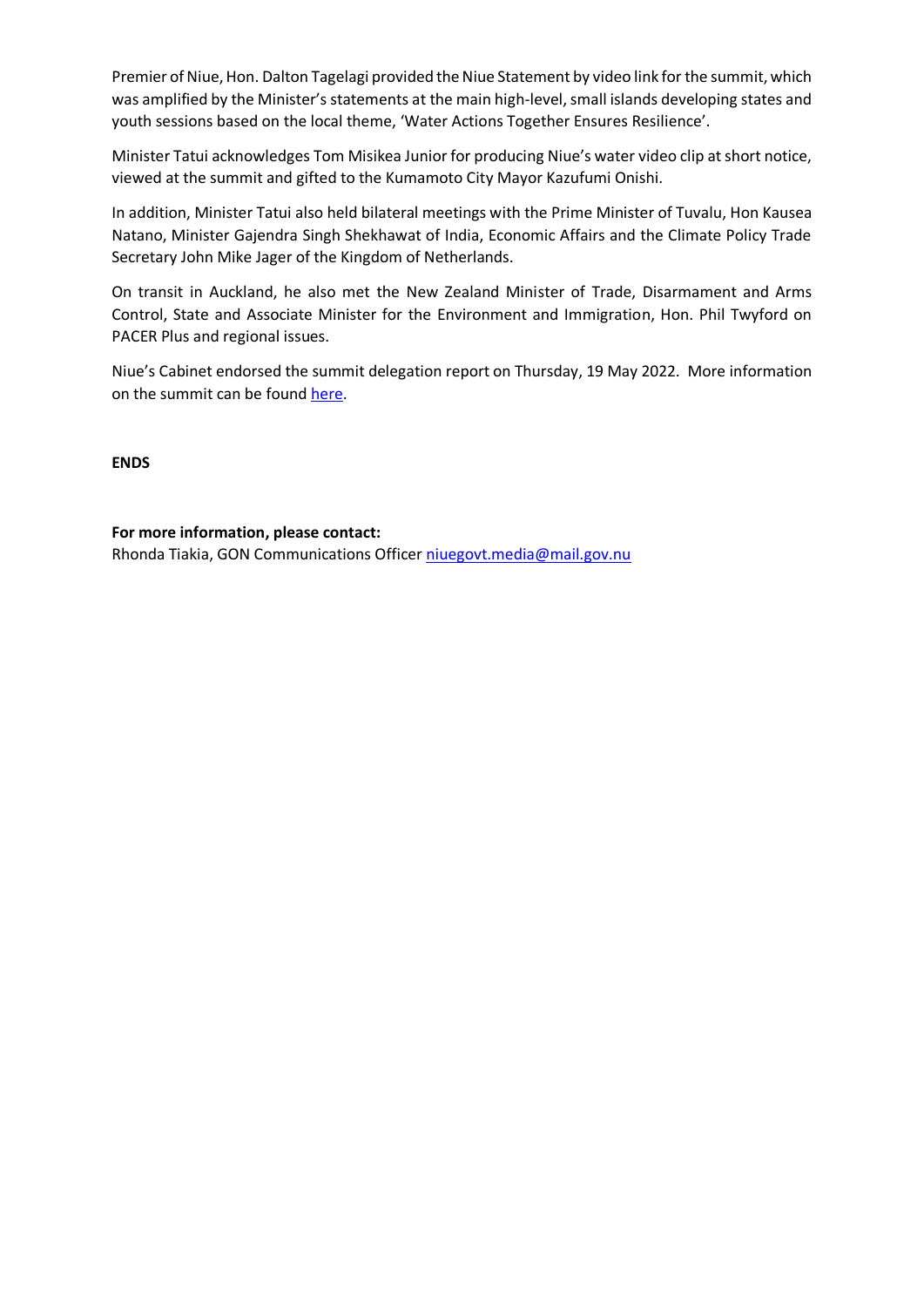Premier of Niue, Hon. Dalton Tagelagi provided the Niue Statement by video link for the summit, which was amplified by the Minister's statements at the main high-level, small islands developing states and youth sessions based on the local theme, 'Water Actions Together Ensures Resilience'.

Minister Tatui acknowledges Tom Misikea Junior for producing Niue's water video clip at short notice, viewed at the summit and gifted to the Kumamoto City Mayor Kazufumi Onishi.

In addition, Minister Tatui also held bilateral meetings with the Prime Minister of Tuvalu, Hon Kausea Natano, Minister Gajendra Singh Shekhawat of India, Economic Affairs and the Climate Policy Trade Secretary John Mike Jager of the Kingdom of Netherlands.

On transit in Auckland, he also met the New Zealand Minister of Trade, Disarmament and Arms Control, State and Associate Minister for the Environment and Immigration, Hon. Phil Twyford on PACER Plus and regional issues.

Niue's Cabinet endorsed the summit delegation report on Thursday, 19 May 2022. More information on the summit can be found here.

**ENDS**

**For more information, please contact:**
Rhonda Tiakia, GON Communications Officer niuegovt.media@mail.gov.nu